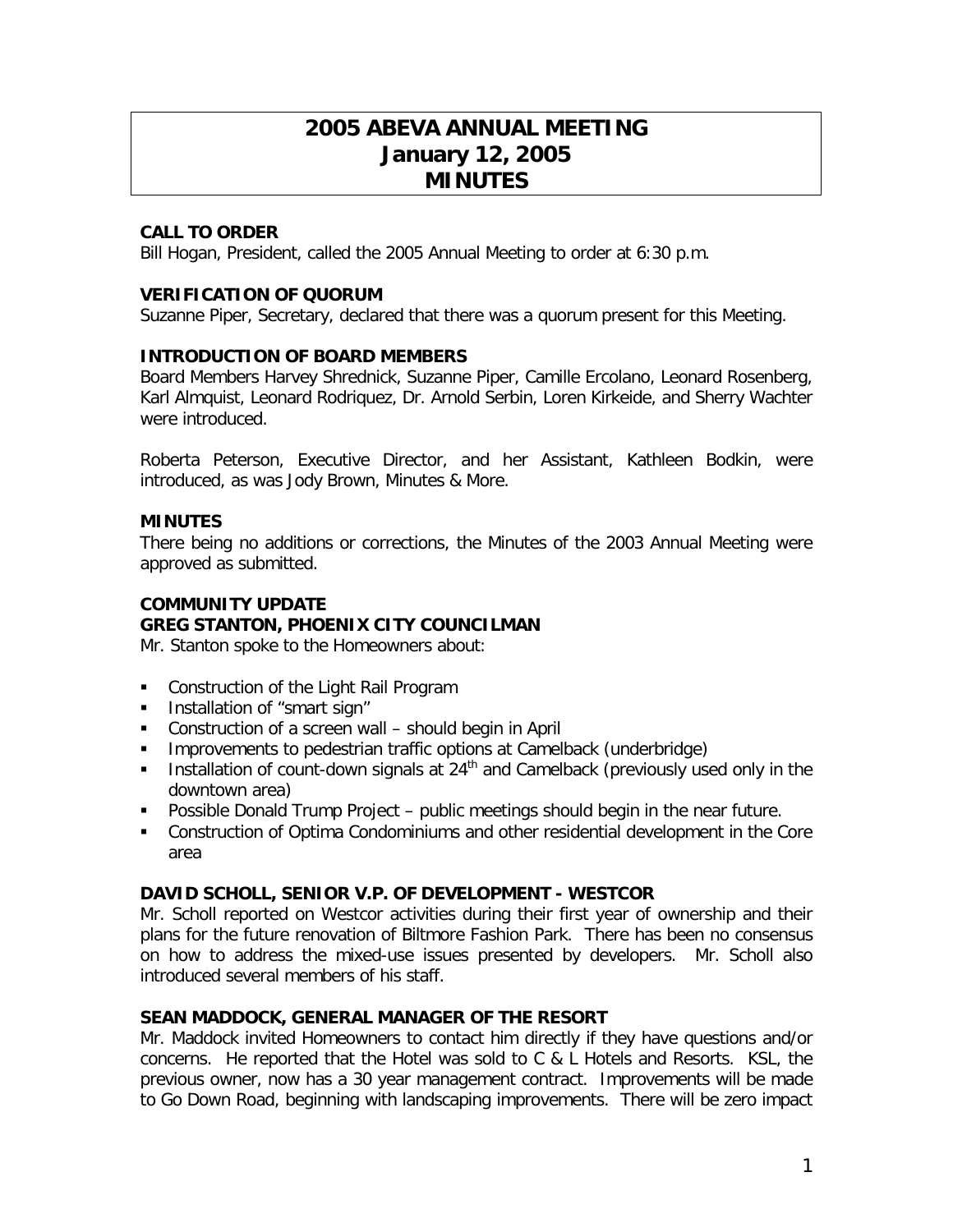# 2005 ABEVA ANNUAL MEETING
# January 12, 2005
# MINUTES

### CALL TO ORDER

Bill Hogan, President, called the 2005 Annual Meeting to order at 6:30 p.m.

### VERIFICATION OF QUORUM

Suzanne Piper, Secretary, declared that there was a quorum present for this Meeting.

### INTRODUCTION OF BOARD MEMBERS

Board Members Harvey Shrednick, Suzanne Piper, Camille Ercolano, Leonard Rosenberg, Karl Almquist, Leonard Rodriquez, Dr. Arnold Serbin, Loren Kirkeide, and Sherry Wachter were introduced.

Roberta Peterson, Executive Director, and her Assistant, Kathleen Bodkin, were introduced, as was Jody Brown, Minutes & More.

### MINUTES

There being no additions or corrections, the Minutes of the 2003 Annual Meeting were approved as submitted.

### COMMUNITY UPDATE

### GREG STANTON, PHOENIX CITY COUNCILMAN

Mr. Stanton spoke to the Homeowners about:

- Construction of the Light Rail Program
- Installation of "smart sign"
- Construction of a screen wall – should begin in April
- Improvements to pedestrian traffic options at Camelback (underbridge)
- Installation of count-down signals at 24th and Camelback (previously used only in the downtown area)
- Possible Donald Trump Project – public meetings should begin in the near future.
- Construction of Optima Condominiums and other residential development in the Core area

### DAVID SCHOLL, SENIOR V.P. OF DEVELOPMENT - WESTCOR

Mr. Scholl reported on Westcor activities during their first year of ownership and their plans for the future renovation of Biltmore Fashion Park. There has been no consensus on how to address the mixed-use issues presented by developers. Mr. Scholl also introduced several members of his staff.

### SEAN MADDOCK, GENERAL MANAGER OF THE RESORT

Mr. Maddock invited Homeowners to contact him directly if they have questions and/or concerns. He reported that the Hotel was sold to C & L Hotels and Resorts. KSL, the previous owner, now has a 30 year management contract. Improvements will be made to Go Down Road, beginning with landscaping improvements. There will be zero impact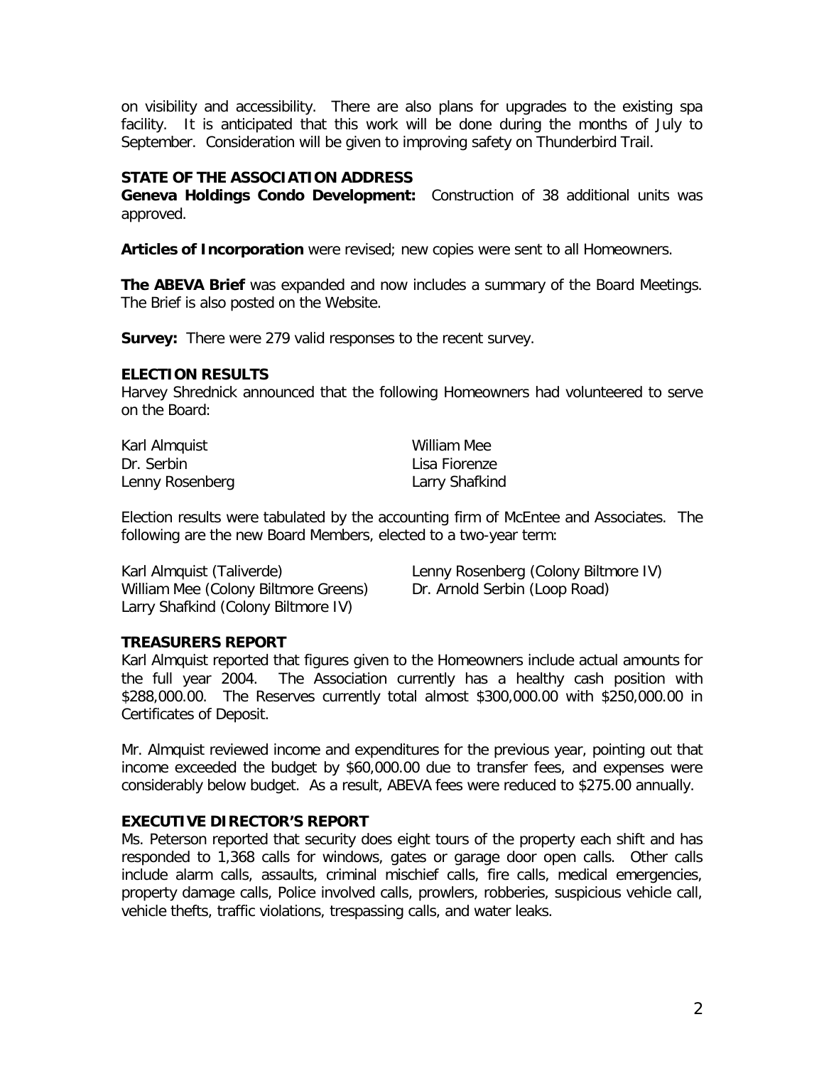on visibility and accessibility. There are also plans for upgrades to the existing spa facility. It is anticipated that this work will be done during the months of July to September. Consideration will be given to improving safety on Thunderbird Trail.

## STATE OF THE ASSOCIATION ADDRESS

**Geneva Holdings Condo Development:** Construction of 38 additional units was approved.

**Articles of Incorporation** were revised; new copies were sent to all Homeowners.

**The ABEVA Brief** was expanded and now includes a summary of the Board Meetings. The Brief is also posted on the Website.

**Survey:** There were 279 valid responses to the recent survey.

## ELECTION RESULTS

Harvey Shrednick announced that the following Homeowners had volunteered to serve on the Board:

Karl Almquist
Dr. Serbin
Lenny Rosenberg
William Mee
Lisa Fiorenze
Larry Shafkind

Election results were tabulated by the accounting firm of McEntee and Associates. The following are the new Board Members, elected to a two-year term:

Karl Almquist (Taliverde)
William Mee (Colony Biltmore Greens)
Larry Shafkind (Colony Biltmore IV)
Lenny Rosenberg (Colony Biltmore IV)
Dr. Arnold Serbin (Loop Road)

## TREASURERS REPORT

Karl Almquist reported that figures given to the Homeowners include actual amounts for the full year 2004. The Association currently has a healthy cash position with \$288,000.00. The Reserves currently total almost \$300,000.00 with \$250,000.00 in Certificates of Deposit.

Mr. Almquist reviewed income and expenditures for the previous year, pointing out that income exceeded the budget by \$60,000.00 due to transfer fees, and expenses were considerably below budget. As a result, ABEVA fees were reduced to \$275.00 annually.

## EXECUTIVE DIRECTOR'S REPORT

Ms. Peterson reported that security does eight tours of the property each shift and has responded to 1,368 calls for windows, gates or garage door open calls. Other calls include alarm calls, assaults, criminal mischief calls, fire calls, medical emergencies, property damage calls, Police involved calls, prowlers, robberies, suspicious vehicle call, vehicle thefts, traffic violations, trespassing calls, and water leaks.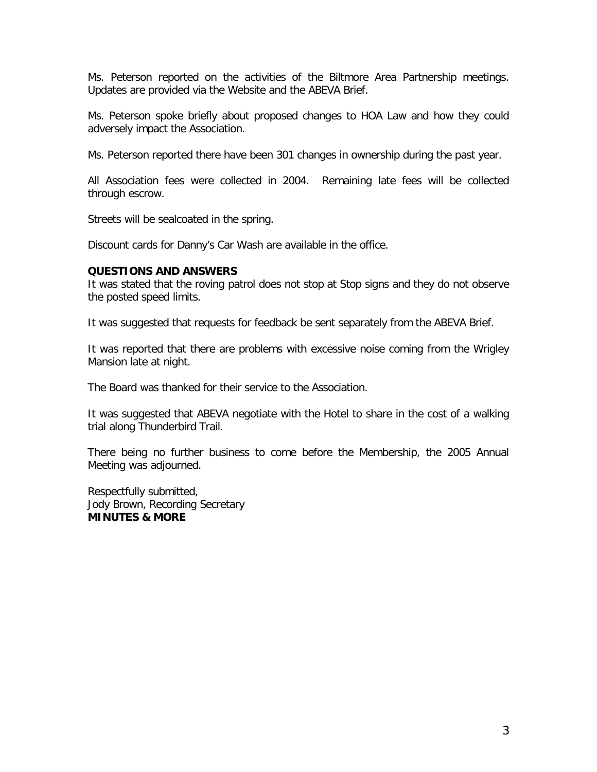Ms. Peterson reported on the activities of the Biltmore Area Partnership meetings. Updates are provided via the Website and the ABEVA Brief.

Ms. Peterson spoke briefly about proposed changes to HOA Law and how they could adversely impact the Association.

Ms. Peterson reported there have been 301 changes in ownership during the past year.

All Association fees were collected in 2004. Remaining late fees will be collected through escrow.

Streets will be sealcoated in the spring.

Discount cards for Danny's Car Wash are available in the office.

**QUESTIONS AND ANSWERS**

It was stated that the roving patrol does not stop at Stop signs and they do not observe the posted speed limits.

It was suggested that requests for feedback be sent separately from the ABEVA Brief.

It was reported that there are problems with excessive noise coming from the Wrigley Mansion late at night.

The Board was thanked for their service to the Association.

It was suggested that ABEVA negotiate with the Hotel to share in the cost of a walking trial along Thunderbird Trail.

There being no further business to come before the Membership, the 2005 Annual Meeting was adjourned.

Respectfully submitted,
Jody Brown, Recording Secretary
**MINUTES & MORE**